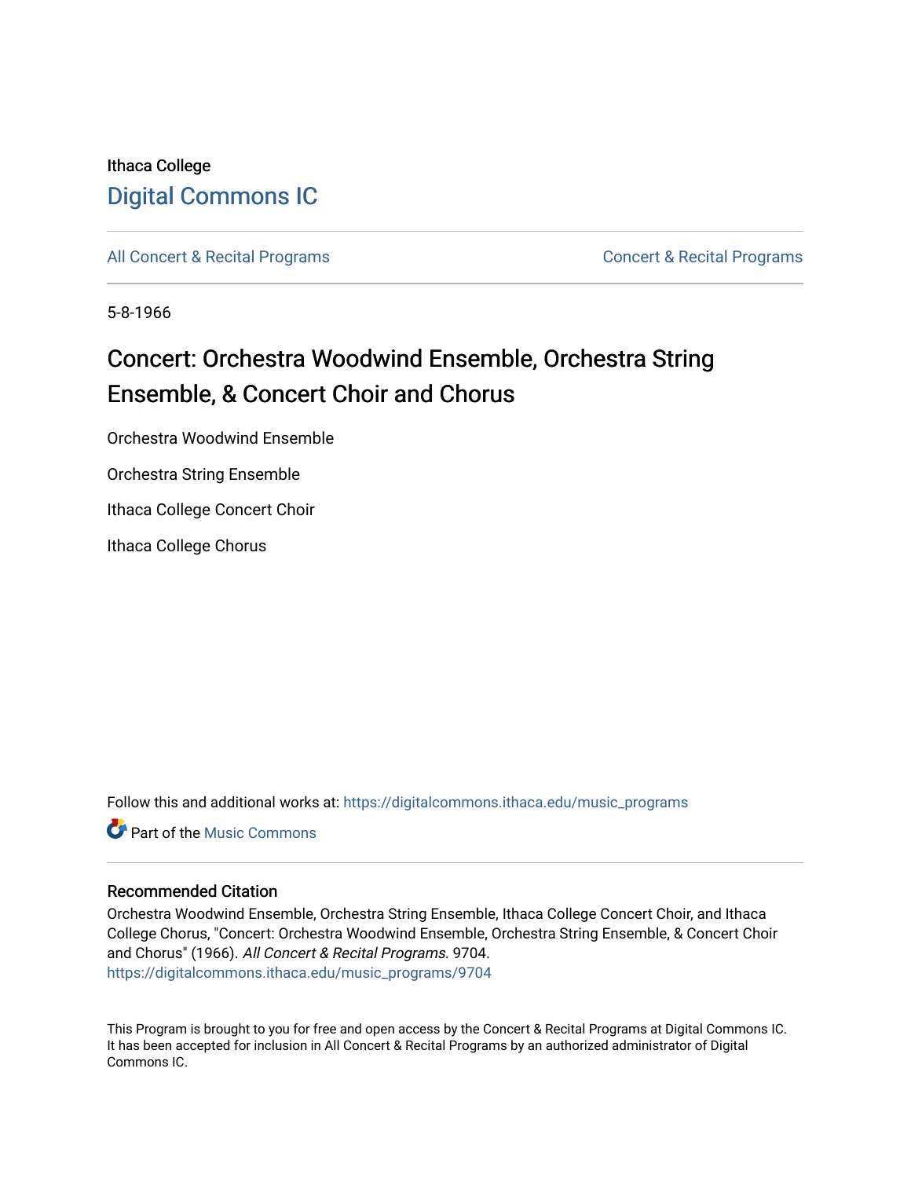Ithaca College

[Digital Commons IC](https://digitalcommons.ithaca.edu)

[All Concert & Recital Programs](https://digitalcommons.ithaca.edu/music_programs) | [Concert & Recital Programs](https://digitalcommons.ithaca.edu/music_programs)

5-8-1966

# Concert: Orchestra Woodwind Ensemble, Orchestra String Ensemble, & Concert Choir and Chorus

Orchestra Woodwind Ensemble

Orchestra String Ensemble

Ithaca College Concert Choir

Ithaca College Chorus

Follow this and additional works at: https://digitalcommons.ithaca.edu/music_programs

Part of the Music Commons

## Recommended Citation

Orchestra Woodwind Ensemble, Orchestra String Ensemble, Ithaca College Concert Choir, and Ithaca College Chorus, "Concert: Orchestra Woodwind Ensemble, Orchestra String Ensemble, & Concert Choir and Chorus" (1966). *All Concert & Recital Programs*. 9704.
https://digitalcommons.ithaca.edu/music_programs/9704

This Program is brought to you for free and open access by the Concert & Recital Programs at Digital Commons IC. It has been accepted for inclusion in All Concert & Recital Programs by an authorized administrator of Digital Commons IC.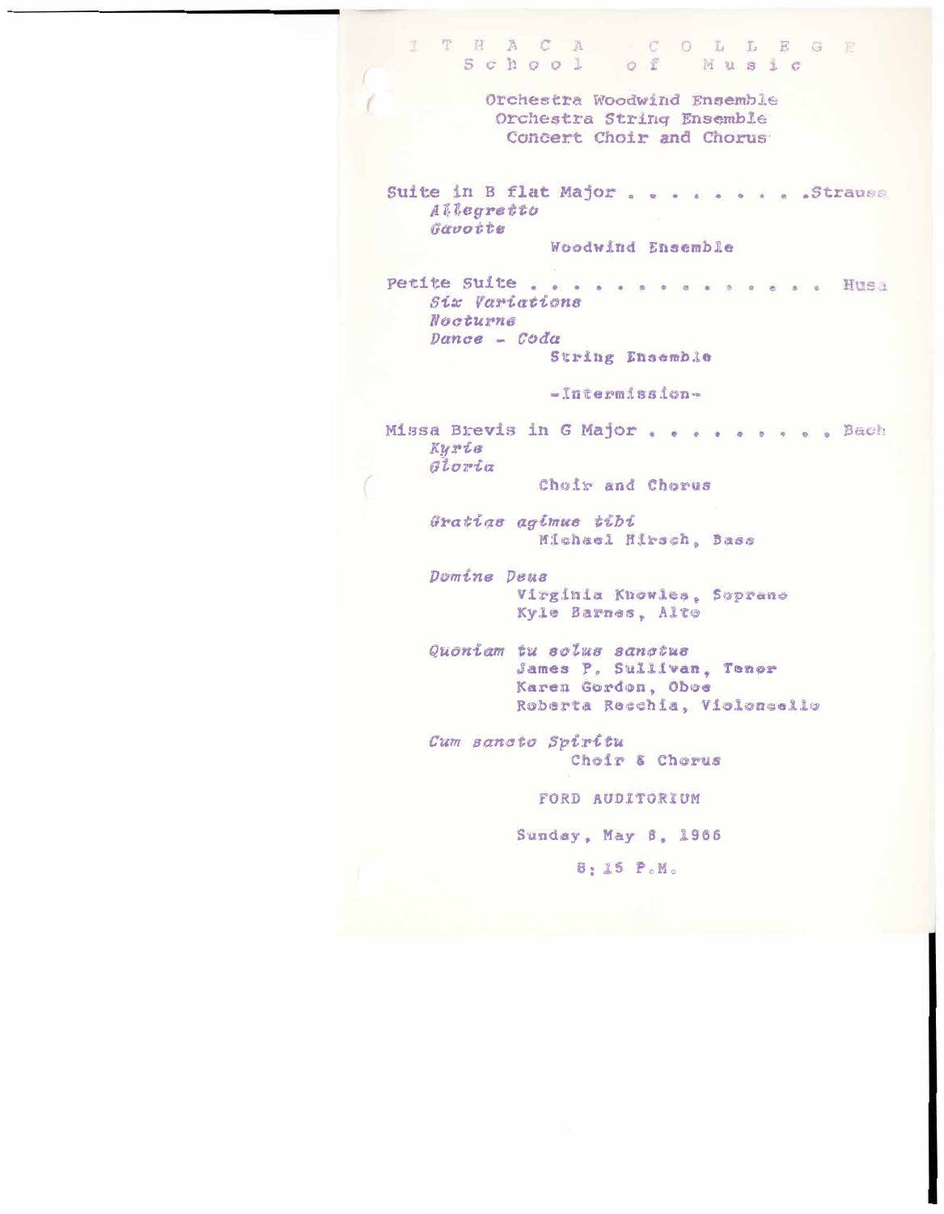# ITHACA COLLEGE
## School of Music

Orchestra Woodwind Ensemble
Orchestra String Ensemble
Concert Choir and Chorus

Suite in B flat Major . . . . . . . . . Strauss
*Allegretto*
*Gavotte*
Woodwind Ensemble

Petite Suite . . . . . . . . . . . . . . Husa
*Six Variations*
*Nocturne*
*Dance - Coda*
String Ensemble

-Intermission-

Missa Brevis in G Major . . . . . . . . . Bach
*Kyrie*
*Gloria*
Choir and Chorus

*Gratias agimus tibi*
Michael Hirsch, Bass

*Domine Deus*
Virginia Knowles, Soprano
Kyle Barnes, Alto

*Quoniam tu solus sanctus*
James P. Sullivan, Tenor
Karen Gordon, Oboe
Roberta Recchia, Violoncello

*Cum sancto Spiritu*
Choir & Chorus

FORD AUDITORIUM

Sunday, May 8, 1966

8:15 P.M.